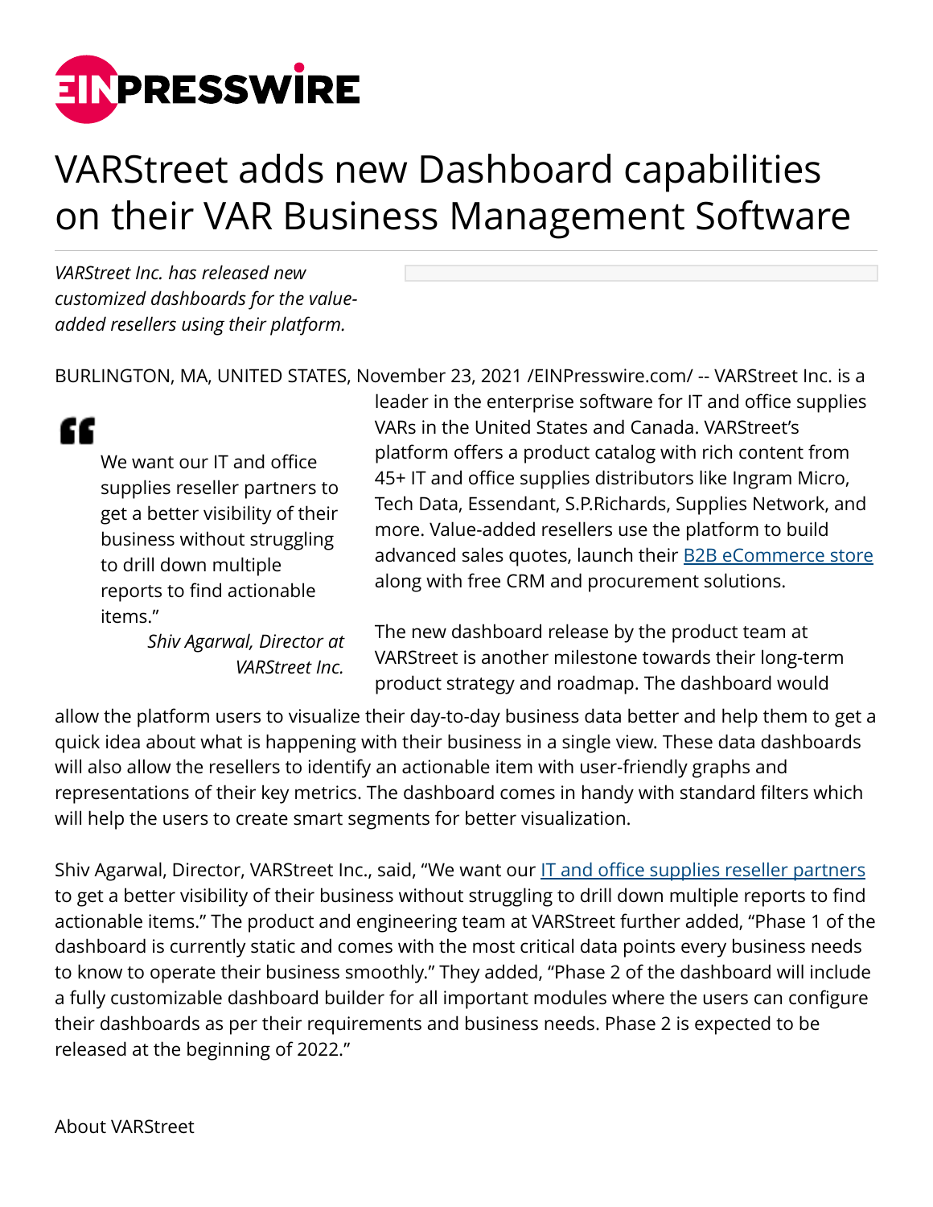# VARStreet adds new Dashboard capabilities on their VAR Business Management Software

*VARStreet Inc. has released new customized dashboards for the value-added resellers using their platform.*

BURLINGTON, MA, UNITED STATES, November 23, 2021 /EINPresswire.com/ -- VARStreet Inc. is a leader in the enterprise software for IT and office supplies VARs in the United States and Canada. VARStreet's platform offers a product catalog with rich content from 45+ IT and office supplies distributors like Ingram Micro, Tech Data, Essendant, S.P.Richards, Supplies Network, and more. Value-added resellers use the platform to build advanced sales quotes, launch their B2B eCommerce store along with free CRM and procurement solutions.

> We want our IT and office supplies reseller partners to get a better visibility of their business without struggling to drill down multiple reports to find actionable items."
>
> *Shiv Agarwal, Director at VARStreet Inc.*

The new dashboard release by the product team at VARStreet is another milestone towards their long-term product strategy and roadmap. The dashboard would allow the platform users to visualize their day-to-day business data better and help them to get a quick idea about what is happening with their business in a single view. These data dashboards will also allow the resellers to identify an actionable item with user-friendly graphs and representations of their key metrics. The dashboard comes in handy with standard filters which will help the users to create smart segments for better visualization.

Shiv Agarwal, Director, VARStreet Inc., said, "We want our IT and office supplies reseller partners to get a better visibility of their business without struggling to drill down multiple reports to find actionable items." The product and engineering team at VARStreet further added, "Phase 1 of the dashboard is currently static and comes with the most critical data points every business needs to know to operate their business smoothly." They added, "Phase 2 of the dashboard will include a fully customizable dashboard builder for all important modules where the users can configure their dashboards as per their requirements and business needs. Phase 2 is expected to be released at the beginning of 2022."

About VARStreet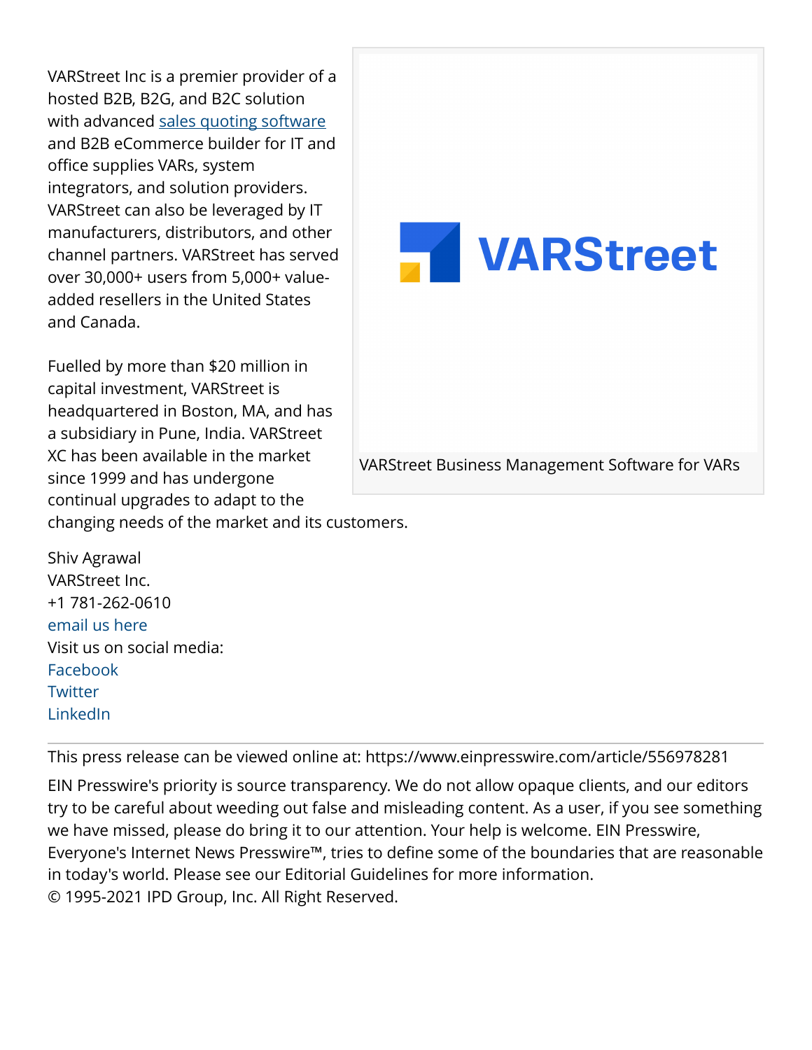VARStreet Inc is a premier provider of a hosted B2B, B2G, and B2C solution with advanced sales quoting software and B2B eCommerce builder for IT and office supplies VARs, system integrators, and solution providers. VARStreet can also be leveraged by IT manufacturers, distributors, and other channel partners. VARStreet has served over 30,000+ users from 5,000+ value-added resellers in the United States and Canada.

Fuelled by more than $20 million in capital investment, VARStreet is headquartered in Boston, MA, and has a subsidiary in Pune, India. VARStreet XC has been available in the market since 1999 and has undergone continual upgrades to adapt to the changing needs of the market and its customers.

VARStreet Business Management Software for VARs

Shiv Agrawal
VARStreet Inc.
+1 781-262-0610
email us here
Visit us on social media:
Facebook
Twitter
LinkedIn

---

This press release can be viewed online at: https://www.einpresswire.com/article/556978281

EIN Presswire's priority is source transparency. We do not allow opaque clients, and our editors try to be careful about weeding out false and misleading content. As a user, if you see something we have missed, please do bring it to our attention. Your help is welcome. EIN Presswire, Everyone's Internet News Presswire™, tries to define some of the boundaries that are reasonable in today's world. Please see our Editorial Guidelines for more information.
© 1995-2021 IPD Group, Inc. All Right Reserved.